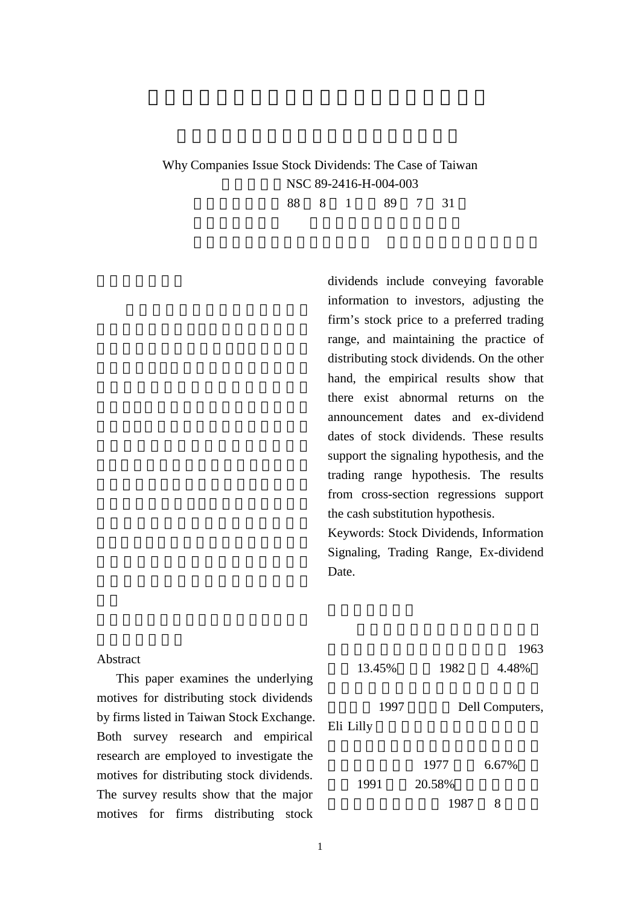Why Companies Issue Stock Dividends: The Case of Taiwan

NSC 89-2416-H-004-003

88 8 1 89 7 31

## Abstract

This paper examines the underlying motives for distributing stock dividends by firms listed in Taiwan Stock Exchange. Both survey research and empirical research are employed to investigate the motives for distributing stock dividends. The survey results show that the major motives for firms distributing stock dividends include conveying favorable information to investors, adjusting the firm's stock price to a preferred trading range, and maintaining the practice of distributing stock dividends. On the other hand, the empirical results show that there exist abnormal returns on the announcement dates and ex-dividend dates of stock dividends. These results support the signaling hypothesis, and the trading range hypothesis. The results from cross-section regressions support the cash substitution hypothesis.

Keywords: Stock Dividends, Information Signaling, Trading Range, Ex-dividend Date.

1963 13.45% 1982 4.48%

1997 Dell Computers, Eli Lilly

1977 6.67%

1991 20.58%

1987 8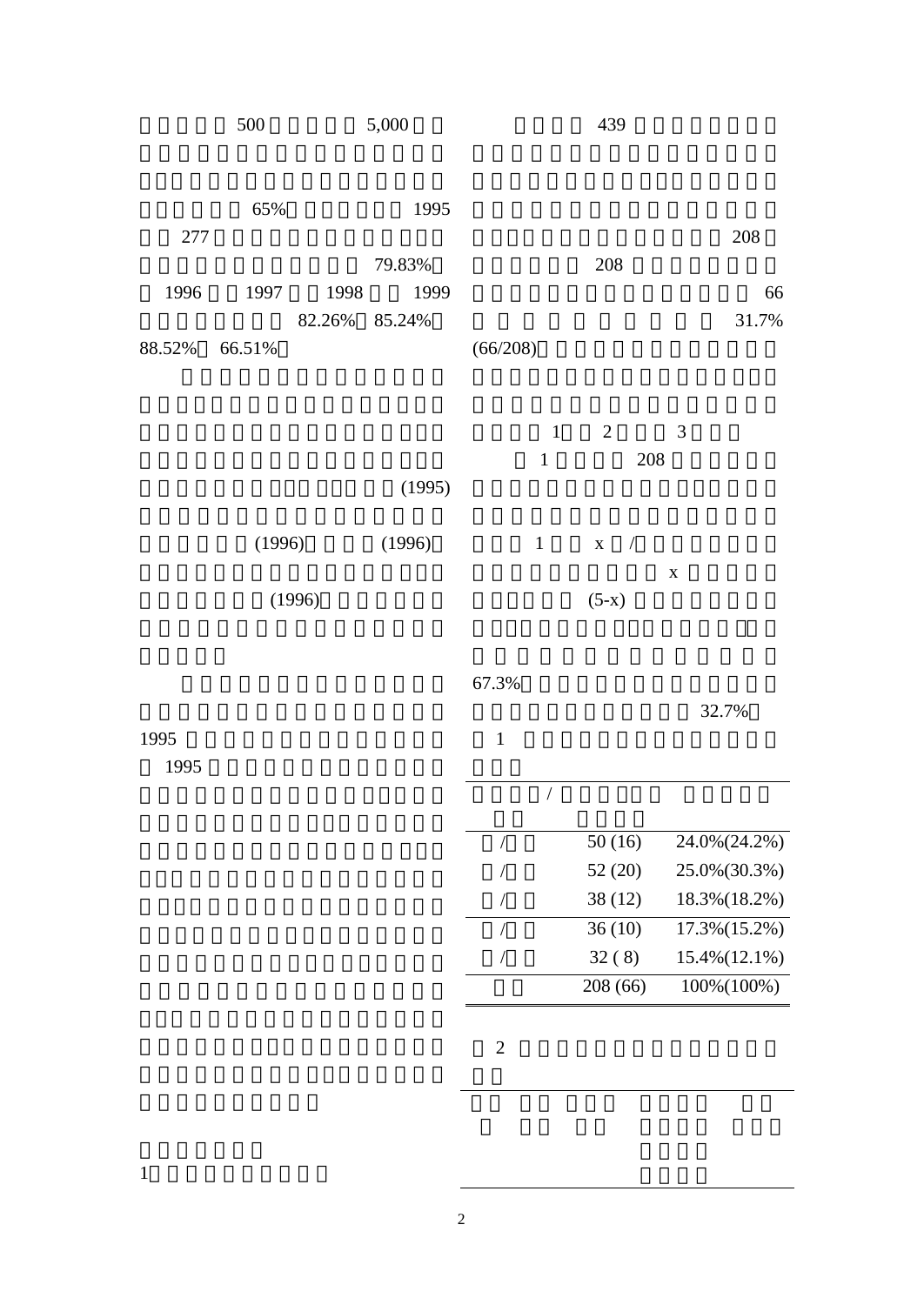500 5,000

65% 1995

277

79.83%

1996 1997 1998 1999

82.26% 85.24%

88.52% 66.51%

(1995)

(1996) (1996)

(1996)

1995

1995

1

439

208

208

66

31.7%

(66/208)

1 2 3

1 208

1 x /

x

(5-x)

67.3%

32.7%

1

| / | | |
|---|---|---|
| / | 50 (16) | 24.0%(24.2%) |
| / | 52 (20) | 25.0%(30.3%) |
| / | 38 (12) | 18.3%(18.2%) |
| / | 36 (10) | 17.3%(15.2%) |
| / | 32 ( 8) | 15.4%(12.1%) |
| | 208 (66) | 100%(100%) |

2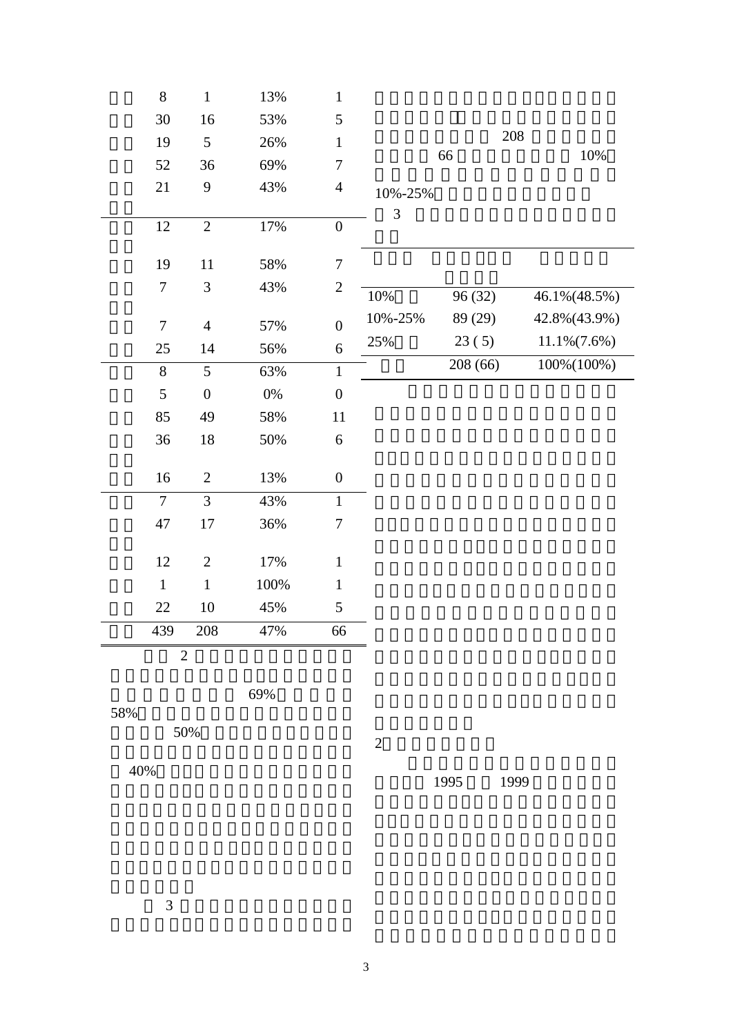| | | | | |
|---|---|---|---|---|
| | 8 | 1 | 13% | 1 |
| | 30 | 16 | 53% | 5 |
| | 19 | 5 | 26% | 1 |
| | 52 | 36 | 69% | 7 |
| | 21 | 9 | 43% | 4 |
| | 12 | 2 | 17% | 0 |
| | 19 | 11 | 58% | 7 |
| | 7 | 3 | 43% | 2 |
| | 7 | 4 | 57% | 0 |
| | 25 | 14 | 56% | 6 |
| | 8 | 5 | 63% | 1 |
| | 5 | 0 | 0% | 0 |
| | 85 | 49 | 58% | 11 |
| | 36 | 18 | 50% | 6 |
| | 16 | 2 | 13% | 0 |
| | 7 | 3 | 43% | 1 |
| | 47 | 17 | 36% | 7 |
| | 12 | 2 | 17% | 1 |
| | 1 | 1 | 100% | 1 |
| | 22 | 10 | 45% | 5 |
| | 439 | 208 | 47% | 66 |

2

69%

58%

50%

40%

3

208

66 10%

10%-25%

3

| | | |
|---|---|---|
| 10% | 96 (32) | 46.1%(48.5%) |
| 10%-25% | 89 (29) | 42.8%(43.9%) |
| 25% | 23 ( 5) | 11.1%(7.6%) |
| | 208 (66) | 100%(100%) |

2

1995 1999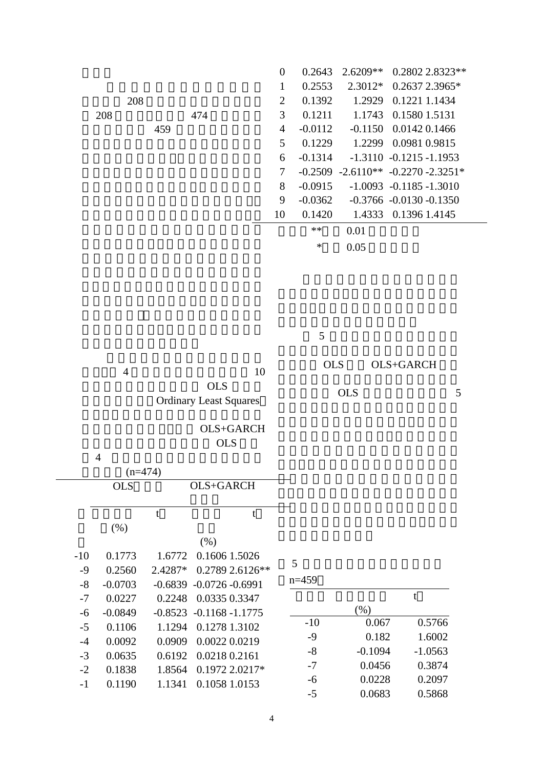208

208 474

459

4 10

OLS

Ordinary Least Squares

OLS+GARCH

OLS

4

(n=474)

| | OLS | | OLS+GARCH | |
|---|---|---|---|---|
| | (%) | t | (%) | t |
| -10 | 0.1773 | 1.6772 | 0.1606 | 1.5026 |
| -9 | 0.2560 | 2.4287* | 0.2789 | 2.6126** |
| -8 | -0.0703 | -0.6839 | -0.0726 | -0.6991 |
| -7 | 0.0227 | 0.2248 | 0.0335 | 0.3347 |
| -6 | -0.0849 | -0.8523 | -0.1168 | -1.1775 |
| -5 | 0.1106 | 1.1294 | 0.1278 | 1.3102 |
| -4 | 0.0092 | 0.0909 | 0.0022 | 0.0219 |
| -3 | 0.0635 | 0.6192 | 0.0218 | 0.2161 |
| -2 | 0.1838 | 1.8564 | 0.1972 | 2.0217* |
| -1 | 0.1190 | 1.1341 | 0.1058 | 1.0153 |
| 0 | 0.2643 | 2.6209** | 0.2802 | 2.8323** |
| 1 | 0.2553 | 2.3012* | 0.2637 | 2.3965* |
| 2 | 0.1392 | 1.2929 | 0.1221 | 1.1434 |
| 3 | 0.1211 | 1.1743 | 0.1580 | 1.5131 |
| 4 | -0.0112 | -0.1150 | 0.0142 | 0.1466 |
| 5 | 0.1229 | 1.2299 | 0.0981 | 0.9815 |
| 6 | -0.1314 | -1.3110 | -0.1215 | -1.1953 |
| 7 | -0.2509 | -2.6110** | -0.2270 | -2.3251* |
| 8 | -0.0915 | -1.0093 | -0.1185 | -1.3010 |
| 9 | -0.0362 | -0.3766 | -0.0130 | -0.1350 |
| 10 | 0.1420 | 1.4333 | 0.1396 | 1.4145 |

** 0.01

* 0.05

5

OLS OLS+GARCH

OLS 5

5

n=459

| | (%) | t |
|---|---|---|
| -10 | 0.067 | 0.5766 |
| -9 | 0.182 | 1.6002 |
| -8 | -0.1094 | -1.0563 |
| -7 | 0.0456 | 0.3874 |
| -6 | 0.0228 | 0.2097 |
| -5 | 0.0683 | 0.5868 |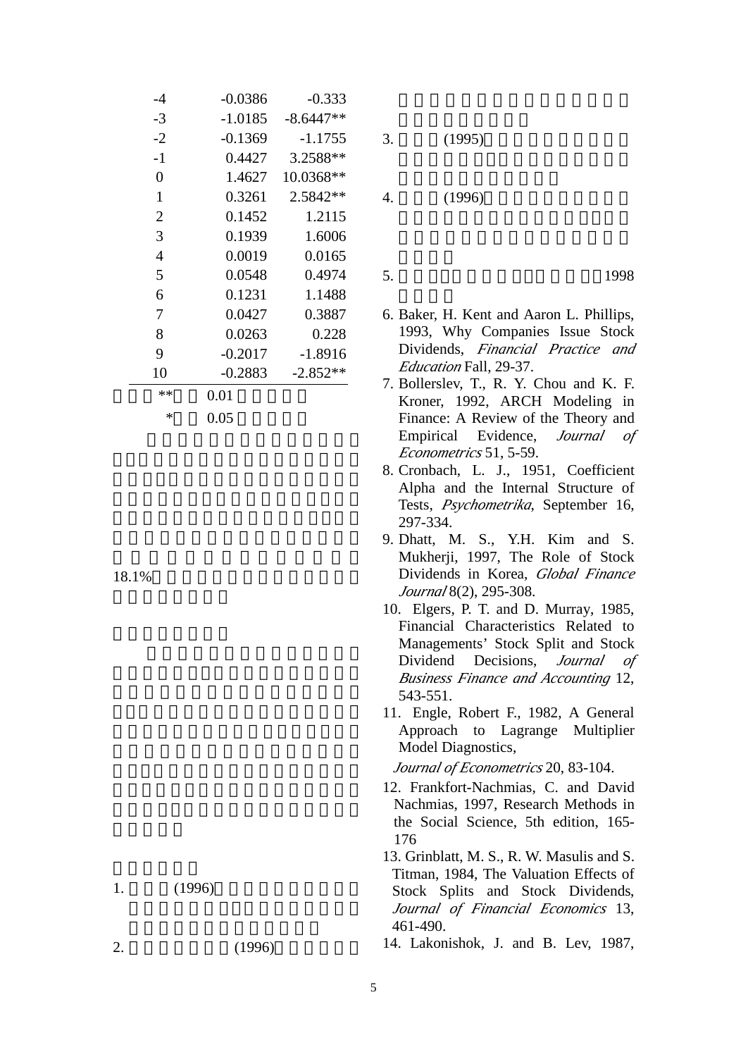| | | |
|---|---|---|
| -4 | -0.0386 | -0.333 |
| -3 | -1.0185 | -8.6447** |
| -2 | -0.1369 | -1.1755 |
| -1 | 0.4427 | 3.2588** |
| 0 | 1.4627 | 10.0368** |
| 1 | 0.3261 | 2.5842** |
| 2 | 0.1452 | 1.2115 |
| 3 | 0.1939 | 1.6006 |
| 4 | 0.0019 | 0.0165 |
| 5 | 0.0548 | 0.4974 |
| 6 | 0.1231 | 1.1488 |
| 7 | 0.0427 | 0.3887 |
| 8 | 0.0263 | 0.228 |
| 9 | -0.2017 | -1.8916 |
| 10 | -0.2883 | -2.852** |

** 0.01

* 0.05

18.1%

1. (1996)

2. (1996)

3. (1995)

4. (1996)

5. 1998

6. Baker, H. Kent and Aaron L. Phillips, 1993, Why Companies Issue Stock Dividends, *Financial Practice and Education* Fall, 29-37.

7. Bollerslev, T., R. Y. Chou and K. F. Kroner, 1992, ARCH Modeling in Finance: A Review of the Theory and Empirical Evidence, *Journal of Econometrics* 51, 5-59.

8. Cronbach, L. J., 1951, Coefficient Alpha and the Internal Structure of Tests, *Psychometrika*, September 16, 297-334.

9. Dhatt, M. S., Y.H. Kim and S. Mukherji, 1997, The Role of Stock Dividends in Korea, *Global Finance Journal* 8(2), 295-308.

10. Elgers, P. T. and D. Murray, 1985, Financial Characteristics Related to Managements' Stock Split and Stock Dividend Decisions, *Journal of Business Finance and Accounting* 12, 543-551.

11. Engle, Robert F., 1982, A General Approach to Lagrange Multiplier Model Diagnostics, *Journal of Econometrics* 20, 83-104.

12. Frankfort-Nachmias, C. and David Nachmias, 1997, Research Methods in the Social Science, 5th edition, 165-176

13. Grinblatt, M. S., R. W. Masulis and S. Titman, 1984, The Valuation Effects of Stock Splits and Stock Dividends, *Journal of Financial Economics* 13, 461-490.

14. Lakonishok, J. and B. Lev, 1987,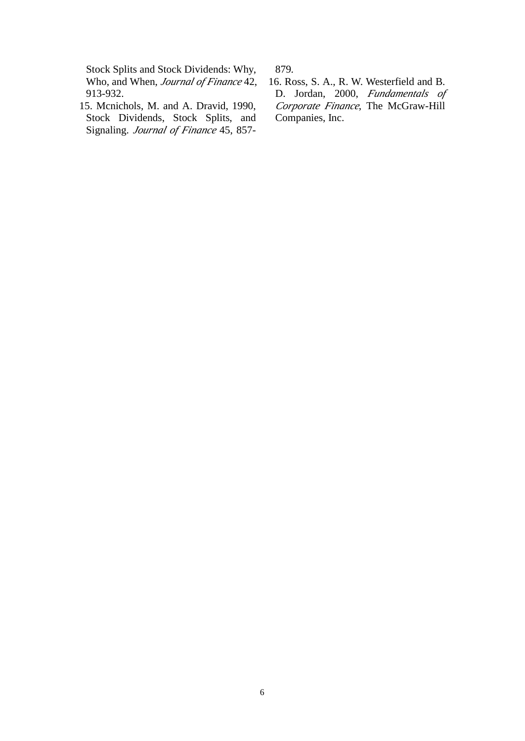Stock Splits and Stock Dividends: Why, Who, and When, *Journal of Finance* 42, 913-932.

15. Mcnichols, M. and A. Dravid, 1990, Stock Dividends, Stock Splits, and Signaling. *Journal of Finance* 45, 857-879.
16. Ross, S. A., R. W. Westerfield and B. D. Jordan, 2000, *Fundamentals of Corporate Finance*, The McGraw-Hill Companies, Inc.